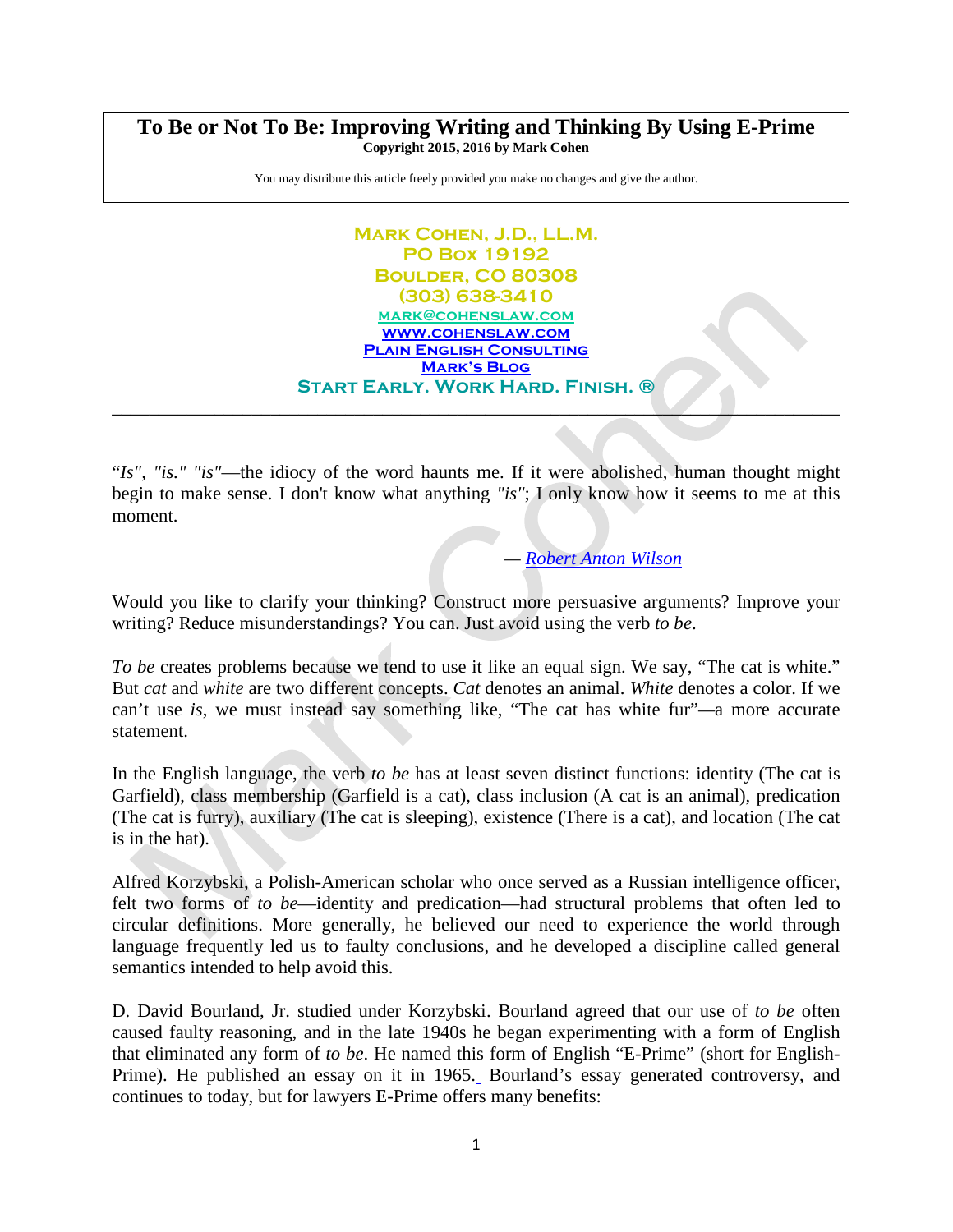# To Be or Not To Be: Improving Writing and Thinking By Using E-Prime

**Copyright 2015, 2016 by Mark Cohen**

You may distribute this article freely provided you make no changes and give the author.

---

**Mark Cohen, J.D., LL.M.**
**PO Box 19192**
**Boulder, CO 80308**
**(303) 638-3410**
mark@cohenslaw.com
www.cohenslaw.com
Plain English Consulting
Mark's Blog
**Start Early. Work Hard. Finish. ®**

---

"*Is*", *"is." "is"*—the idiocy of the word haunts me. If it were abolished, human thought might begin to make sense. I don't know what anything *"is"*; I only know how it seems to me at this moment.

— *Robert Anton Wilson*

Would you like to clarify your thinking? Construct more persuasive arguments? Improve your writing? Reduce misunderstandings? You can. Just avoid using the verb *to be*.

*To be* creates problems because we tend to use it like an equal sign. We say, "The cat is white." But *cat* and *white* are two different concepts. *Cat* denotes an animal. *White* denotes a color. If we can't use *is*, we must instead say something like, "The cat has white fur"—a more accurate statement.

In the English language, the verb *to be* has at least seven distinct functions: identity (The cat is Garfield), class membership (Garfield is a cat), class inclusion (A cat is an animal), predication (The cat is furry), auxiliary (The cat is sleeping), existence (There is a cat), and location (The cat is in the hat).

Alfred Korzybski, a Polish-American scholar who once served as a Russian intelligence officer, felt two forms of *to be*—identity and predication—had structural problems that often led to circular definitions. More generally, he believed our need to experience the world through language frequently led us to faulty conclusions, and he developed a discipline called general semantics intended to help avoid this.

D. David Bourland, Jr. studied under Korzybski. Bourland agreed that our use of *to be* often caused faulty reasoning, and in the late 1940s he began experimenting with a form of English that eliminated any form of *to be*. He named this form of English "E-Prime" (short for English-Prime). He published an essay on it in 1965. Bourland's essay generated controversy, and continues to today, but for lawyers E-Prime offers many benefits: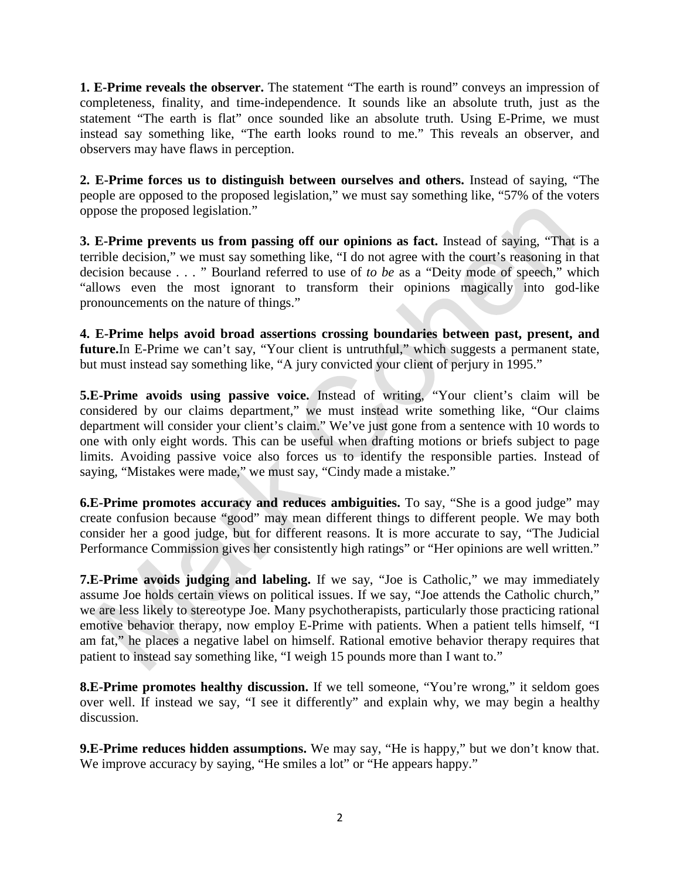**1. E-Prime reveals the observer.** The statement "The earth is round" conveys an impression of completeness, finality, and time-independence. It sounds like an absolute truth, just as the statement "The earth is flat" once sounded like an absolute truth. Using E-Prime, we must instead say something like, "The earth looks round to me." This reveals an observer, and observers may have flaws in perception.

**2. E-Prime forces us to distinguish between ourselves and others.** Instead of saying, "The people are opposed to the proposed legislation," we must say something like, "57% of the voters oppose the proposed legislation."

**3. E-Prime prevents us from passing off our opinions as fact.** Instead of saying, "That is a terrible decision," we must say something like, "I do not agree with the court's reasoning in that decision because . . . " Bourland referred to use of *to be* as a "Deity mode of speech," which "allows even the most ignorant to transform their opinions magically into god-like pronouncements on the nature of things."

**4. E-Prime helps avoid broad assertions crossing boundaries between past, present, and future.**In E-Prime we can't say, "Your client is untruthful," which suggests a permanent state, but must instead say something like, "A jury convicted your client of perjury in 1995."

**5.E-Prime avoids using passive voice.** Instead of writing, "Your client's claim will be considered by our claims department," we must instead write something like, "Our claims department will consider your client's claim." We've just gone from a sentence with 10 words to one with only eight words. This can be useful when drafting motions or briefs subject to page limits. Avoiding passive voice also forces us to identify the responsible parties. Instead of saying, "Mistakes were made," we must say, "Cindy made a mistake."

**6.E-Prime promotes accuracy and reduces ambiguities.** To say, "She is a good judge" may create confusion because "good" may mean different things to different people. We may both consider her a good judge, but for different reasons. It is more accurate to say, "The Judicial Performance Commission gives her consistently high ratings" or "Her opinions are well written."

**7.E-Prime avoids judging and labeling.** If we say, "Joe is Catholic," we may immediately assume Joe holds certain views on political issues. If we say, "Joe attends the Catholic church," we are less likely to stereotype Joe. Many psychotherapists, particularly those practicing rational emotive behavior therapy, now employ E-Prime with patients. When a patient tells himself, "I am fat," he places a negative label on himself. Rational emotive behavior therapy requires that patient to instead say something like, "I weigh 15 pounds more than I want to."

**8.E-Prime promotes healthy discussion.** If we tell someone, "You're wrong," it seldom goes over well. If instead we say, "I see it differently" and explain why, we may begin a healthy discussion.

**9.E-Prime reduces hidden assumptions.** We may say, "He is happy," but we don't know that. We improve accuracy by saying, "He smiles a lot" or "He appears happy."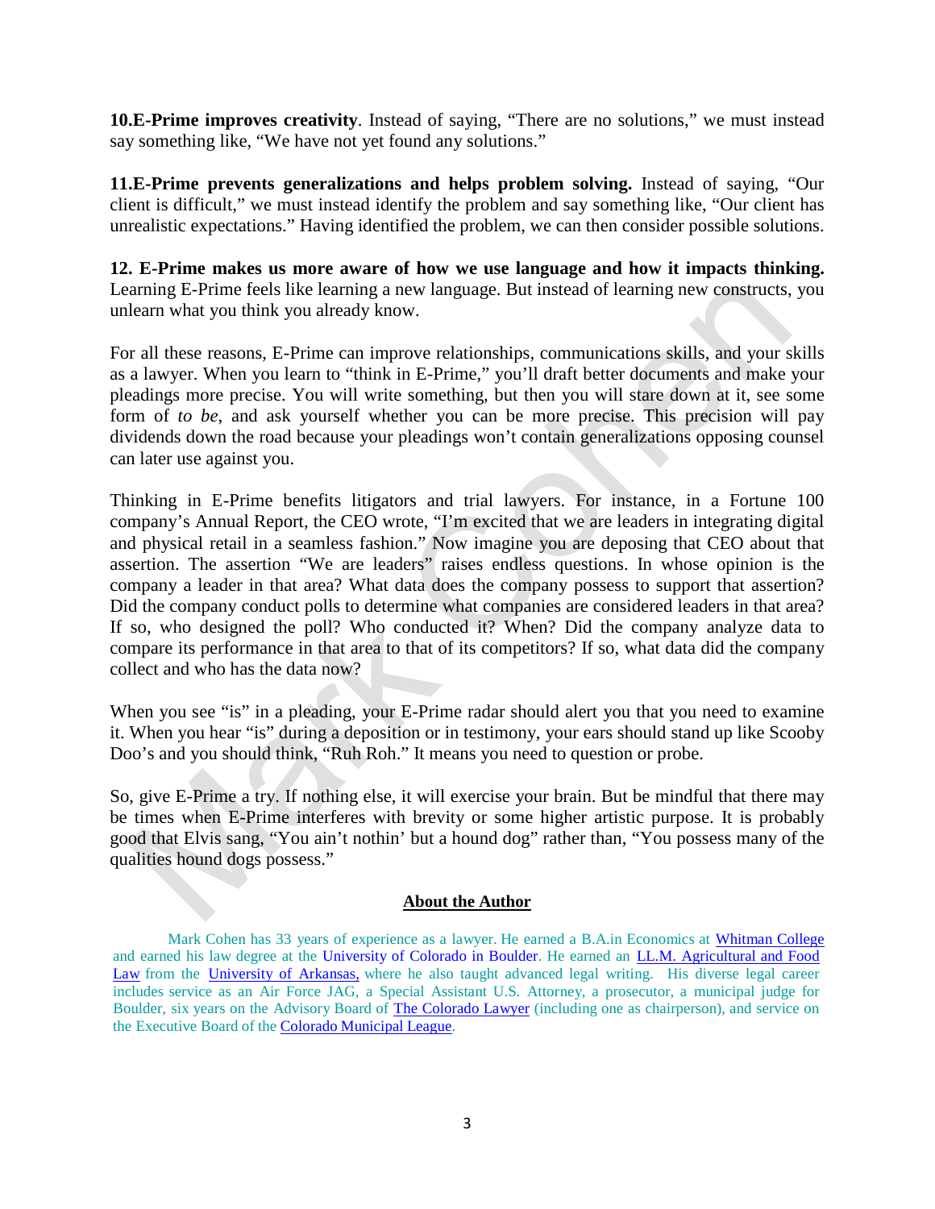**10.E-Prime improves creativity**. Instead of saying, "There are no solutions," we must instead say something like, "We have not yet found any solutions."

**11.E-Prime prevents generalizations and helps problem solving.** Instead of saying, "Our client is difficult," we must instead identify the problem and say something like, "Our client has unrealistic expectations." Having identified the problem, we can then consider possible solutions.

**12. E-Prime makes us more aware of how we use language and how it impacts thinking.** Learning E-Prime feels like learning a new language. But instead of learning new constructs, you unlearn what you think you already know.

For all these reasons, E-Prime can improve relationships, communications skills, and your skills as a lawyer. When you learn to "think in E-Prime," you'll draft better documents and make your pleadings more precise. You will write something, but then you will stare down at it, see some form of *to be*, and ask yourself whether you can be more precise. This precision will pay dividends down the road because your pleadings won't contain generalizations opposing counsel can later use against you.

Thinking in E-Prime benefits litigators and trial lawyers. For instance, in a Fortune 100 company's Annual Report, the CEO wrote, "I'm excited that we are leaders in integrating digital and physical retail in a seamless fashion." Now imagine you are deposing that CEO about that assertion. The assertion "We are leaders" raises endless questions. In whose opinion is the company a leader in that area? What data does the company possess to support that assertion? Did the company conduct polls to determine what companies are considered leaders in that area? If so, who designed the poll? Who conducted it? When? Did the company analyze data to compare its performance in that area to that of its competitors? If so, what data did the company collect and who has the data now?

When you see "is" in a pleading, your E-Prime radar should alert you that you need to examine it. When you hear "is" during a deposition or in testimony, your ears should stand up like Scooby Doo's and you should think, "Ruh Roh." It means you need to question or probe.

So, give E-Prime a try. If nothing else, it will exercise your brain. But be mindful that there may be times when E-Prime interferes with brevity or some higher artistic purpose. It is probably good that Elvis sang, "You ain't nothin' but a hound dog" rather than, "You possess many of the qualities hound dogs possess."

## About the Author

Mark Cohen has 33 years of experience as a lawyer. He earned a B.A.in Economics at Whitman College and earned his law degree at the University of Colorado in Boulder. He earned an LL.M. Agricultural and Food Law from the University of Arkansas, where he also taught advanced legal writing. His diverse legal career includes service as an Air Force JAG, a Special Assistant U.S. Attorney, a prosecutor, a municipal judge for Boulder, six years on the Advisory Board of The Colorado Lawyer (including one as chairperson), and service on the Executive Board of the Colorado Municipal League.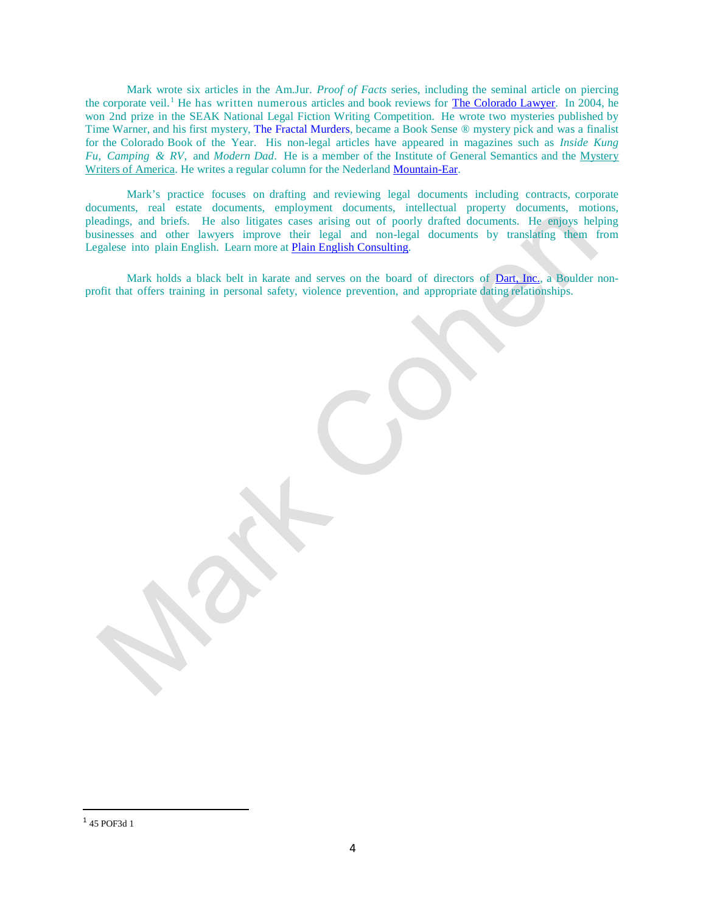Mark wrote six articles in the Am.Jur. *Proof of Facts* series, including the seminal article on piercing the corporate veil.[1] He has written numerous articles and book reviews for The Colorado Lawyer. In 2004, he won 2nd prize in the SEAK National Legal Fiction Writing Competition. He wrote two mysteries published by Time Warner, and his first mystery, The Fractal Murders, became a Book Sense ® mystery pick and was a finalist for the Colorado Book of the Year. His non-legal articles have appeared in magazines such as *Inside Kung Fu*, *Camping & RV*, and *Modern Dad*. He is a member of the Institute of General Semantics and the Mystery Writers of America. He writes a regular column for the Nederland Mountain-Ear.

Mark's practice focuses on drafting and reviewing legal documents including contracts, corporate documents, real estate documents, employment documents, intellectual property documents, motions, pleadings, and briefs. He also litigates cases arising out of poorly drafted documents. He enjoys helping businesses and other lawyers improve their legal and non-legal documents by translating them from Legalese into plain English. Learn more at Plain English Consulting.

Mark holds a black belt in karate and serves on the board of directors of Dart, Inc., a Boulder non-profit that offers training in personal safety, violence prevention, and appropriate dating relationships.

---

[1] 45 POF3d 1